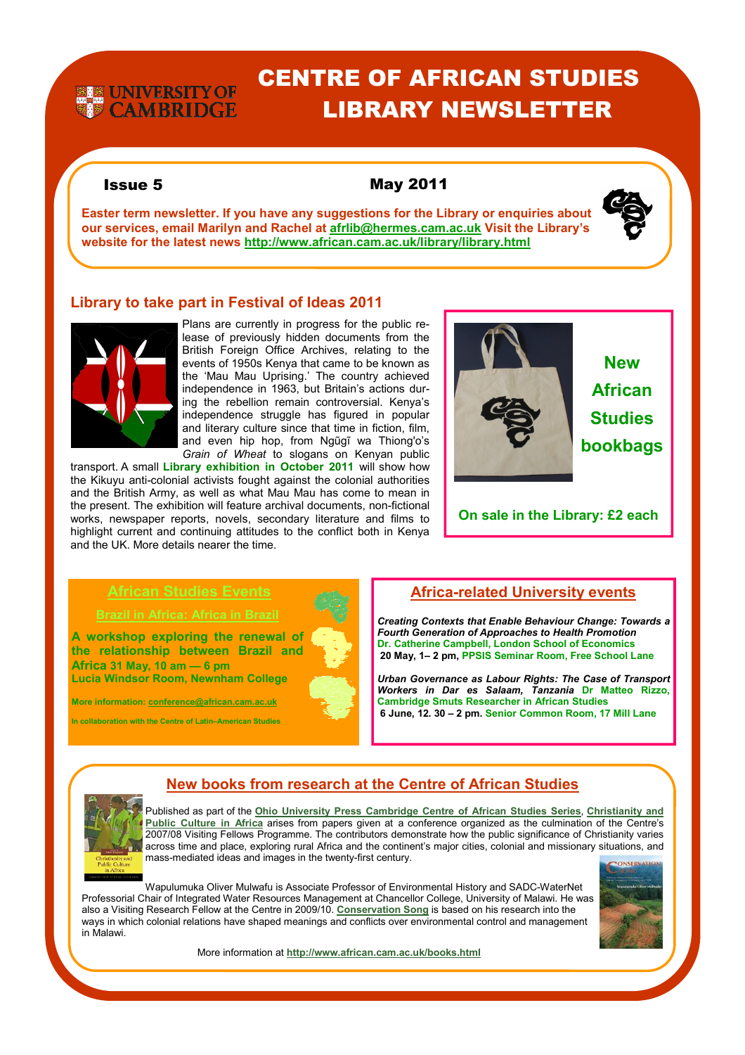UNIVERSITY OF CAMBRIDGE

# CENTRE OF AFRICAN STUDIES LIBRARY NEWSLETTER

**Issue 5** **May 2011**

**Easter term newsletter. If you have any suggestions for the Library or enquiries about our services, email Marilyn and Rachel at afrlib@hermes.cam.ac.uk Visit the Library's website for the latest news http://www.african.cam.ac.uk/library/library.html**

## Library to take part in Festival of Ideas 2011

Plans are currently in progress for the public release of previously hidden documents from the British Foreign Office Archives, relating to the events of 1950s Kenya that came to be known as the 'Mau Mau Uprising.' The country achieved independence in 1963, but Britain's actions during the rebellion remain controversial. Kenya's independence struggle has figured in popular and literary culture since that time in fiction, film, and even hip hop, from Ngũgĩ wa Thiong'o's *Grain of Wheat* to slogans on Kenyan public transport. A small **Library exhibition in October 2011** will show how the Kikuyu anti-colonial activists fought against the colonial authorities and the British Army, as well as what Mau Mau has come to mean in the present. The exhibition will feature archival documents, non-fictional works, newspaper reports, novels, secondary literature and films to highlight current and continuing attitudes to the conflict both in Kenya and the UK. More details nearer the time.

## New African Studies bookbags

**On sale in the Library: £2 each**

## African Studies Events

### Brazil in Africa: Africa in Brazil

**A workshop exploring the renewal of the relationship between Brazil and Africa 31 May, 10 am — 6 pm**
**Lucia Windsor Room, Newnham College**

More information: conference@african.cam.ac.uk

In collaboration with the Centre of Latin–American Studies

## Africa-related University events

***Creating Contexts that Enable Behaviour Change: Towards a Fourth Generation of Approaches to Health Promotion***
Dr. Catherine Campbell, London School of Economics
**20 May, 1– 2 pm,** PPSIS Seminar Room, Free School Lane

***Urban Governance as Labour Rights: The Case of Transport Workers in Dar es Salaam, Tanzania*** Dr Matteo Rizzo, Cambridge Smuts Researcher in African Studies
**6 June, 12. 30 – 2 pm.** Senior Common Room, 17 Mill Lane

## New books from research at the Centre of African Studies

Published as part of the **Ohio University Press Cambridge Centre of African Studies Series**, **Christianity and Public Culture in Africa** arises from papers given at a conference organized as the culmination of the Centre's 2007/08 Visiting Fellows Programme. The contributors demonstrate how the public significance of Christianity varies across time and place, exploring rural Africa and the continent's major cities, colonial and missionary situations, and mass-mediated ideas and images in the twenty-first century.

Wapulumuka Oliver Mulwafu is Associate Professor of Environmental History and SADC-WaterNet Professorial Chair of Integrated Water Resources Management at Chancellor College, University of Malawi. He was also a Visiting Research Fellow at the Centre in 2009/10. **Conservation Song** is based on his research into the ways in which colonial relations have shaped meanings and conflicts over environmental control and management in Malawi.

More information at **http://www.african.cam.ac.uk/books.html**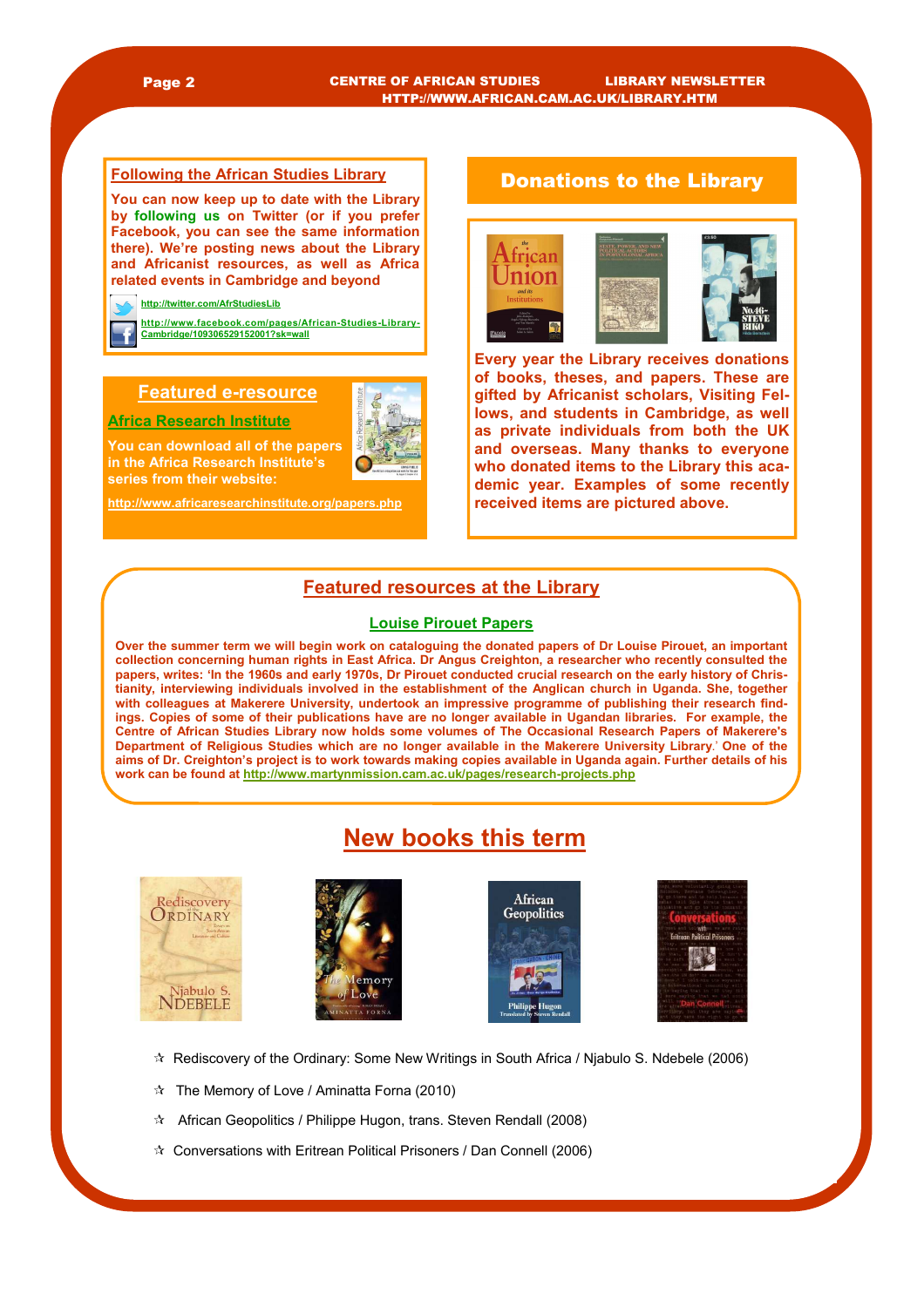## Following the African Studies Library

**You can now keep up to date with the Library by following us on Twitter (or if you prefer Facebook, you can see the same information there). We're posting news about the Library and Africanist resources, as well as Africa related events in Cambridge and beyond**

http://twitter.com/AfrStudiesLib

http://www.facebook.com/pages/African-Studies-Library-Cambridge/109306529152001?sk=wall

## Featured e-resource

### Africa Research Institute

**You can download all of the papers in the Africa Research Institute's series from their website:**

http://www.africaresearchinstitute.org/papers.php

## Donations to the Library

**Every year the Library receives donations of books, theses, and papers. These are gifted by Africanist scholars, Visiting Fellows, and students in Cambridge, as well as private individuals from both the UK and overseas. Many thanks to everyone who donated items to the Library this academic year. Examples of some recently received items are pictured above.**

## Featured resources at the Library

### Louise Pirouet Papers

**Over the summer term we will begin work on cataloguing the donated papers of Dr Louise Pirouet, an important collection concerning human rights in East Africa. Dr Angus Creighton, a researcher who recently consulted the papers, writes: 'In the 1960s and early 1970s, Dr Pirouet conducted crucial research on the early history of Christianity, interviewing individuals involved in the establishment of the Anglican church in Uganda. She, together with colleagues at Makerere University, undertook an impressive programme of publishing their research findings. Copies of some of their publications have are no longer available in Ugandan libraries. For example, the Centre of African Studies Library now holds some volumes of The Occasional Research Papers of Makerere's Department of Religious Studies which are no longer available in the Makerere University Library.' One of the aims of Dr. Creighton's project is to work towards making copies available in Uganda again. Further details of his work can be found at http://www.martynmission.cam.ac.uk/pages/research-projects.php**

## New books this term

- ☆ Rediscovery of the Ordinary: Some New Writings in South Africa / Njabulo S. Ndebele (2006)
- ☆ The Memory of Love / Aminatta Forna (2010)
- ☆ African Geopolitics / Philippe Hugon, trans. Steven Rendall (2008)
- ☆ Conversations with Eritrean Political Prisoners / Dan Connell (2006)